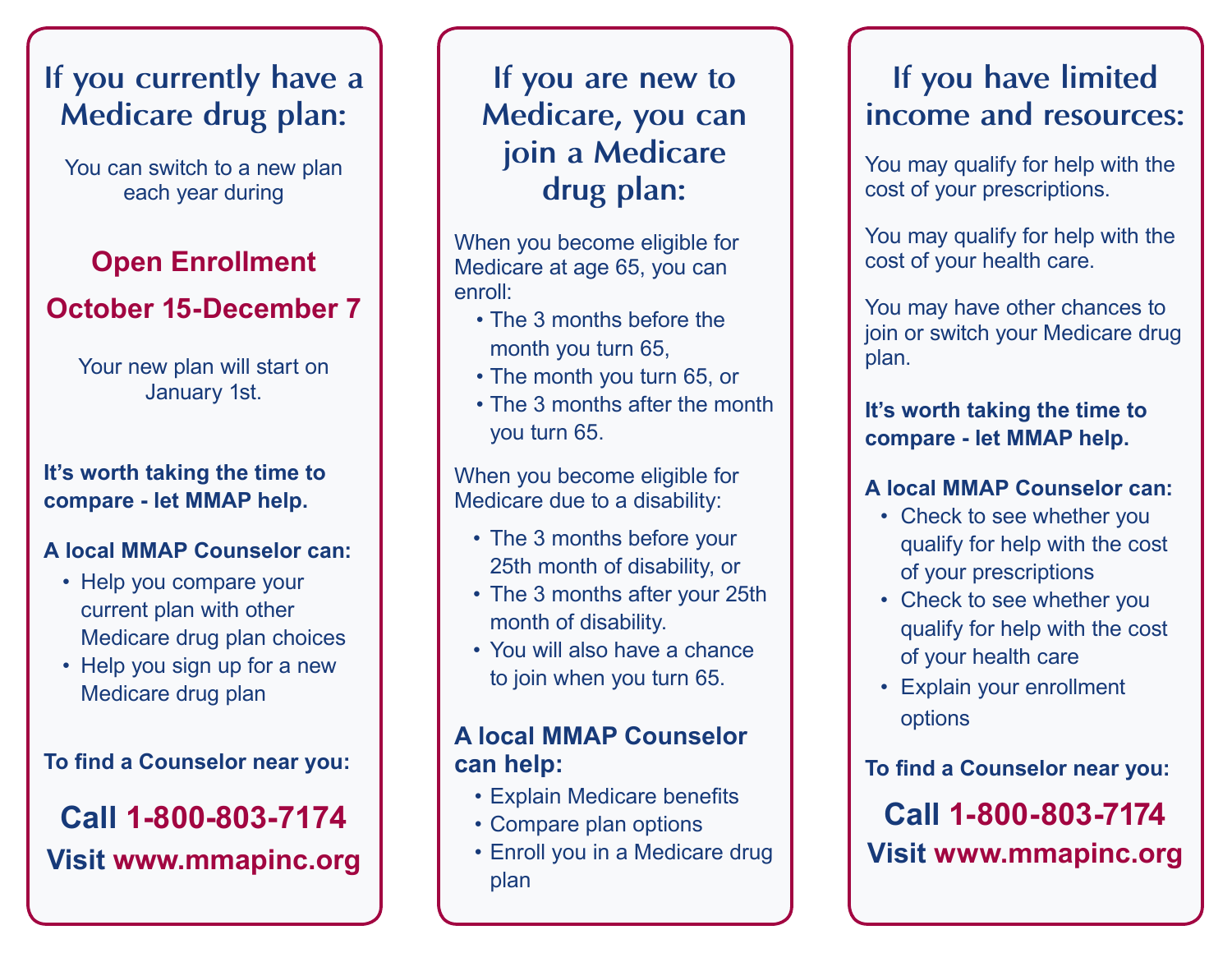## If you currently have a Medicare drug plan:

You can switch to a new plan each year during

**Open Enrollment**

**October 15-December 7**

Your new plan will start on January 1st.

**It's worth taking the time to compare - let MMAP help.**

**A local MMAP Counselor can:**

- Help you compare your current plan with other Medicare drug plan choices
- Help you sign up for a new Medicare drug plan

**To find a Counselor near you:**

**Call 1-800-803-7174**

**Visit www.mmapinc.org**

## If you are new to Medicare, you can join a Medicare drug plan:

When you become eligible for Medicare at age 65, you can enroll:

- The 3 months before the month you turn 65,
- The month you turn 65, or
- The 3 months after the month you turn 65.

When you become eligible for Medicare due to a disability:

- The 3 months before your 25th month of disability, or
- The 3 months after your 25th month of disability.
- You will also have a chance to join when you turn 65.

**A local MMAP Counselor can help:**

- Explain Medicare benefits
- Compare plan options
- Enroll you in a Medicare drug plan

## If you have limited income and resources:

You may qualify for help with the cost of your prescriptions.

You may qualify for help with the cost of your health care.

You may have other chances to join or switch your Medicare drug plan.

**It's worth taking the time to compare - let MMAP help.**

**A local MMAP Counselor can:**

- Check to see whether you qualify for help with the cost of your prescriptions
- Check to see whether you qualify for help with the cost of your health care
- Explain your enrollment options

**To find a Counselor near you:**

**Call 1-800-803-7174**

**Visit www.mmapinc.org**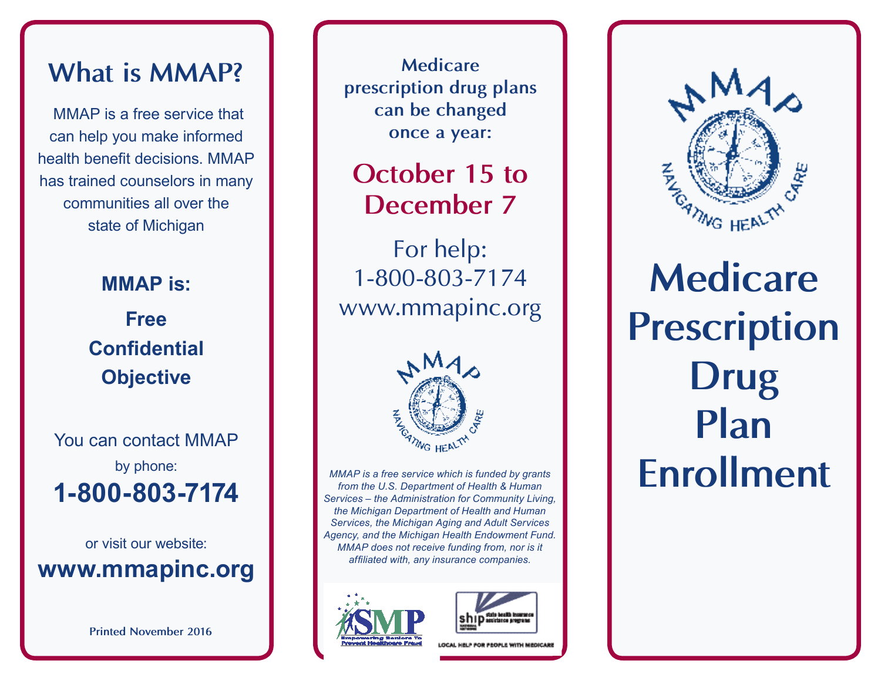## What is MMAP?

MMAP is a free service that can help you make informed health benefit decisions. MMAP has trained counselors in many communities all over the state of Michigan

**MMAP is:**

**Free**

**Confidential**

**Objective**

You can contact MMAP by phone:

**1-800-803-7174**

or visit our website:

**www.mmapinc.org**

Printed November 2016

**Medicare prescription drug plans can be changed once a year:**

## October 15 to December 7

For help:
1-800-803-7174
www.mmapinc.org

MMAP NAVIGATING HEALTH CARE

*MMAP is a free service which is funded by grants from the U.S. Department of Health & Human Services – the Administration for Community Living, the Michigan Department of Health and Human Services, the Michigan Aging and Adult Services Agency, and the Michigan Health Endowment Fund. MMAP does not receive funding from, nor is it affiliated with, any insurance companies.*

SMP Empowering Seniors To Prevent Healthcare Fraud

ship state health insurance assistance programs — LOCAL HELP FOR PEOPLE WITH MEDICARE

MMAP NAVIGATING HEALTH CARE

# Medicare Prescription Drug Plan Enrollment